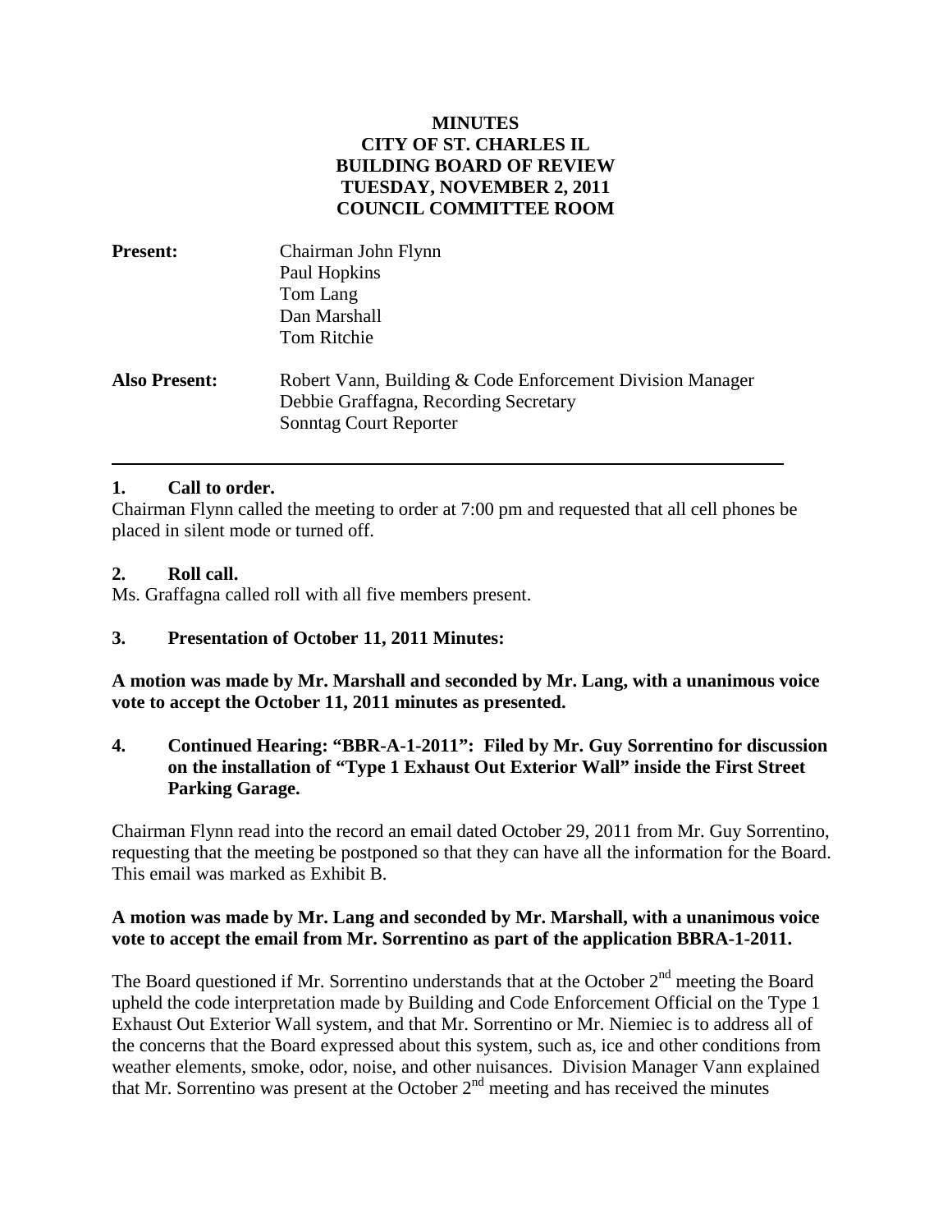**MINUTES**
**CITY OF ST. CHARLES IL**
**BUILDING BOARD OF REVIEW**
**TUESDAY, NOVEMBER 2, 2011**
**COUNCIL COMMITTEE ROOM**

**Present:** Chairman John Flynn
Paul Hopkins
Tom Lang
Dan Marshall
Tom Ritchie

**Also Present:** Robert Vann, Building & Code Enforcement Division Manager
Debbie Graffagna, Recording Secretary
Sonntag Court Reporter

---

### 1. Call to order.

Chairman Flynn called the meeting to order at 7:00 pm and requested that all cell phones be placed in silent mode or turned off.

### 2. Roll call.

Ms. Graffagna called roll with all five members present.

### 3. Presentation of October 11, 2011 Minutes:

**A motion was made by Mr. Marshall and seconded by Mr. Lang, with a unanimous voice vote to accept the October 11, 2011 minutes as presented.**

### 4. Continued Hearing: "BBR-A-1-2011": Filed by Mr. Guy Sorrentino for discussion on the installation of "Type 1 Exhaust Out Exterior Wall" inside the First Street Parking Garage.

Chairman Flynn read into the record an email dated October 29, 2011 from Mr. Guy Sorrentino, requesting that the meeting be postponed so that they can have all the information for the Board. This email was marked as Exhibit B.

**A motion was made by Mr. Lang and seconded by Mr. Marshall, with a unanimous voice vote to accept the email from Mr. Sorrentino as part of the application BBRA-1-2011.**

The Board questioned if Mr. Sorrentino understands that at the October 2nd meeting the Board upheld the code interpretation made by Building and Code Enforcement Official on the Type 1 Exhaust Out Exterior Wall system, and that Mr. Sorrentino or Mr. Niemiec is to address all of the concerns that the Board expressed about this system, such as, ice and other conditions from weather elements, smoke, odor, noise, and other nuisances. Division Manager Vann explained that Mr. Sorrentino was present at the October 2nd meeting and has received the minutes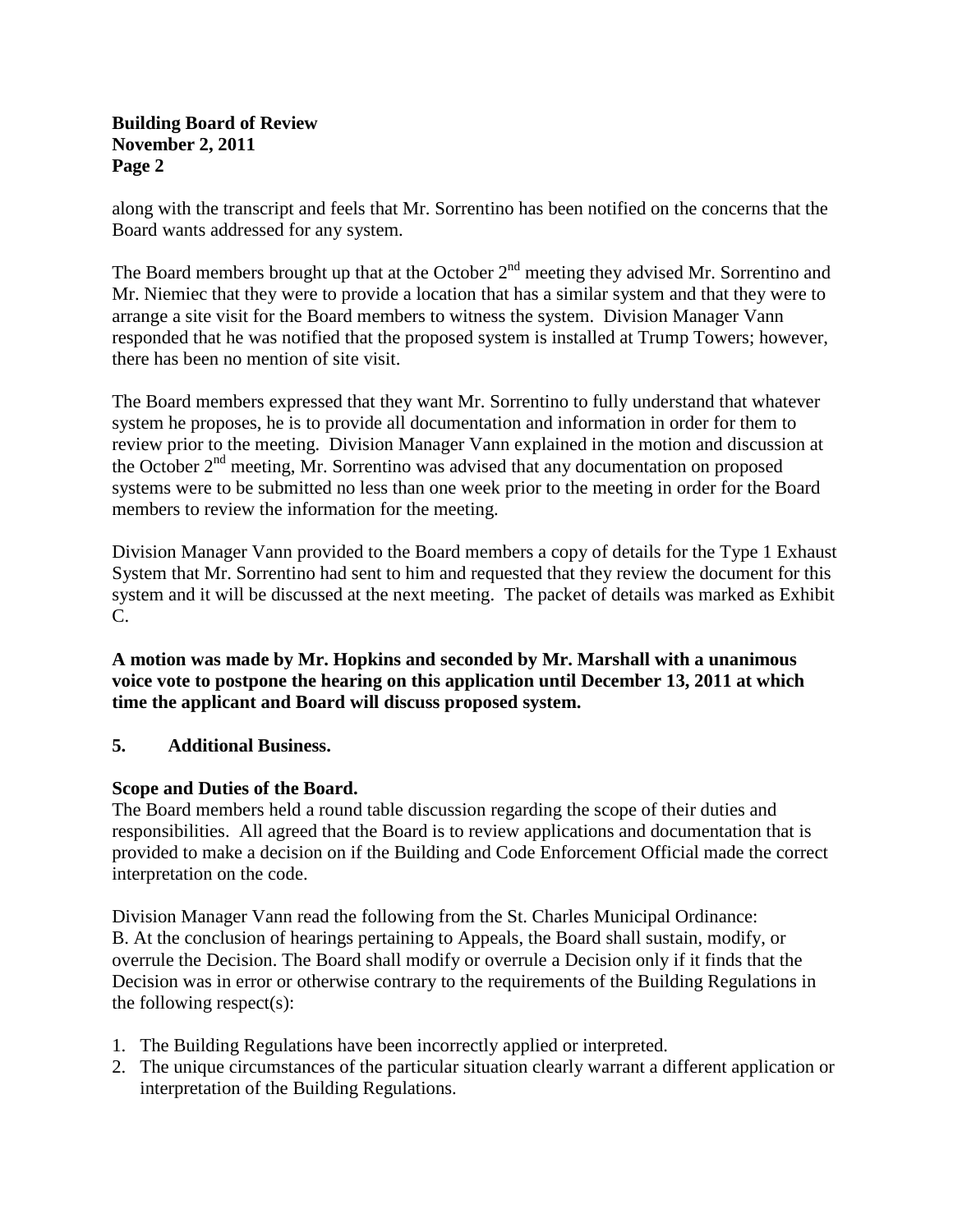along with the transcript and feels that Mr. Sorrentino has been notified on the concerns that the Board wants addressed for any system.

The Board members brought up that at the October 2nd meeting they advised Mr. Sorrentino and Mr. Niemiec that they were to provide a location that has a similar system and that they were to arrange a site visit for the Board members to witness the system. Division Manager Vann responded that he was notified that the proposed system is installed at Trump Towers; however, there has been no mention of site visit.

The Board members expressed that they want Mr. Sorrentino to fully understand that whatever system he proposes, he is to provide all documentation and information in order for them to review prior to the meeting. Division Manager Vann explained in the motion and discussion at the October 2nd meeting, Mr. Sorrentino was advised that any documentation on proposed systems were to be submitted no less than one week prior to the meeting in order for the Board members to review the information for the meeting.

Division Manager Vann provided to the Board members a copy of details for the Type 1 Exhaust System that Mr. Sorrentino had sent to him and requested that they review the document for this system and it will be discussed at the next meeting. The packet of details was marked as Exhibit C.

**A motion was made by Mr. Hopkins and seconded by Mr. Marshall with a unanimous voice vote to postpone the hearing on this application until December 13, 2011 at which time the applicant and Board will discuss proposed system.**

## 5. Additional Business.

**Scope and Duties of the Board.**

The Board members held a round table discussion regarding the scope of their duties and responsibilities. All agreed that the Board is to review applications and documentation that is provided to make a decision on if the Building and Code Enforcement Official made the correct interpretation on the code.

Division Manager Vann read the following from the St. Charles Municipal Ordinance:
B. At the conclusion of hearings pertaining to Appeals, the Board shall sustain, modify, or overrule the Decision. The Board shall modify or overrule a Decision only if it finds that the Decision was in error or otherwise contrary to the requirements of the Building Regulations in the following respect(s):

1. The Building Regulations have been incorrectly applied or interpreted.
2. The unique circumstances of the particular situation clearly warrant a different application or interpretation of the Building Regulations.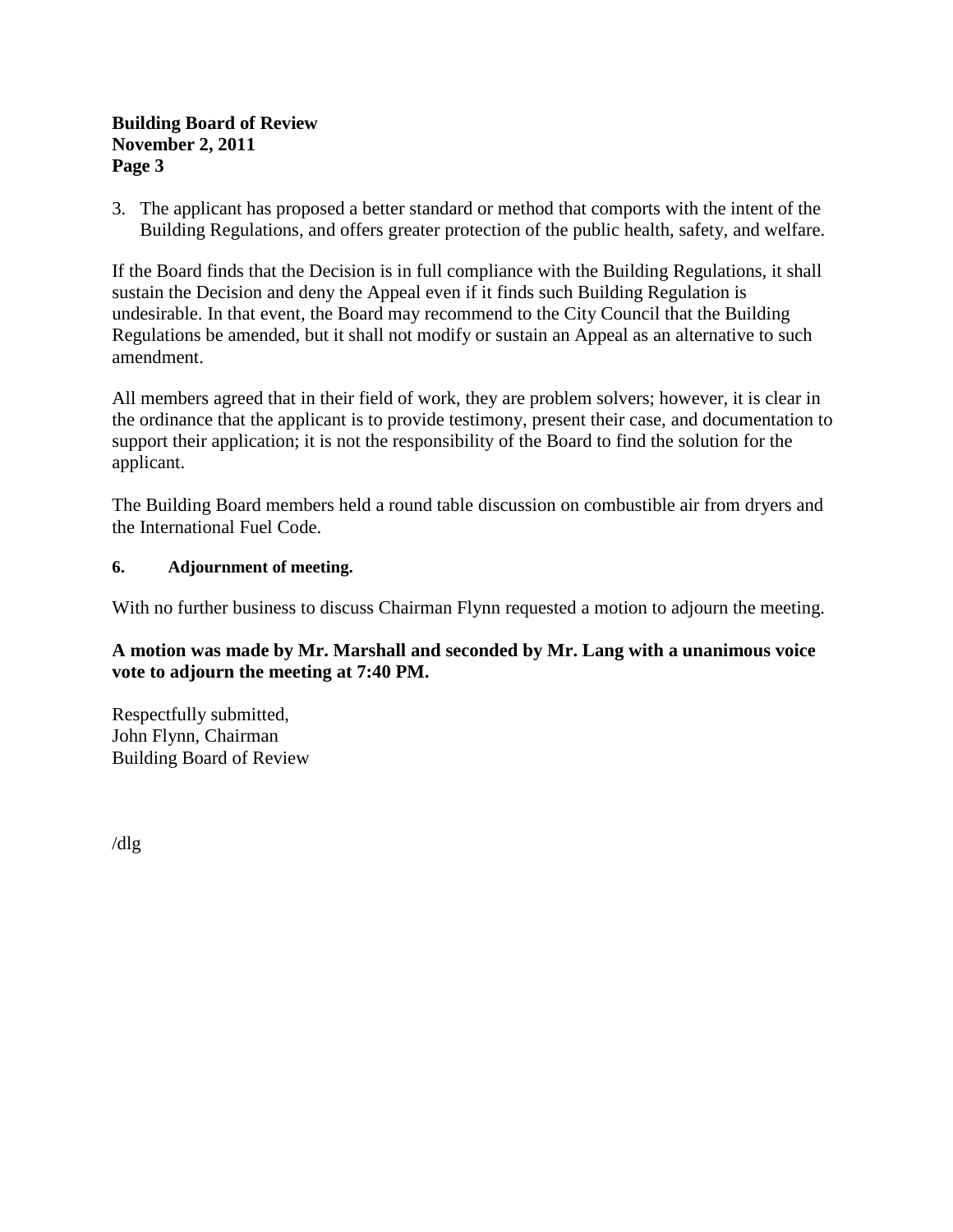3. The applicant has proposed a better standard or method that comports with the intent of the Building Regulations, and offers greater protection of the public health, safety, and welfare.

If the Board finds that the Decision is in full compliance with the Building Regulations, it shall sustain the Decision and deny the Appeal even if it finds such Building Regulation is undesirable. In that event, the Board may recommend to the City Council that the Building Regulations be amended, but it shall not modify or sustain an Appeal as an alternative to such amendment.

All members agreed that in their field of work, they are problem solvers; however, it is clear in the ordinance that the applicant is to provide testimony, present their case, and documentation to support their application; it is not the responsibility of the Board to find the solution for the applicant.

The Building Board members held a round table discussion on combustible air from dryers and the International Fuel Code.

**6. Adjournment of meeting.**

With no further business to discuss Chairman Flynn requested a motion to adjourn the meeting.

**A motion was made by Mr. Marshall and seconded by Mr. Lang with a unanimous voice vote to adjourn the meeting at 7:40 PM.**

Respectfully submitted,
John Flynn, Chairman
Building Board of Review

/dlg